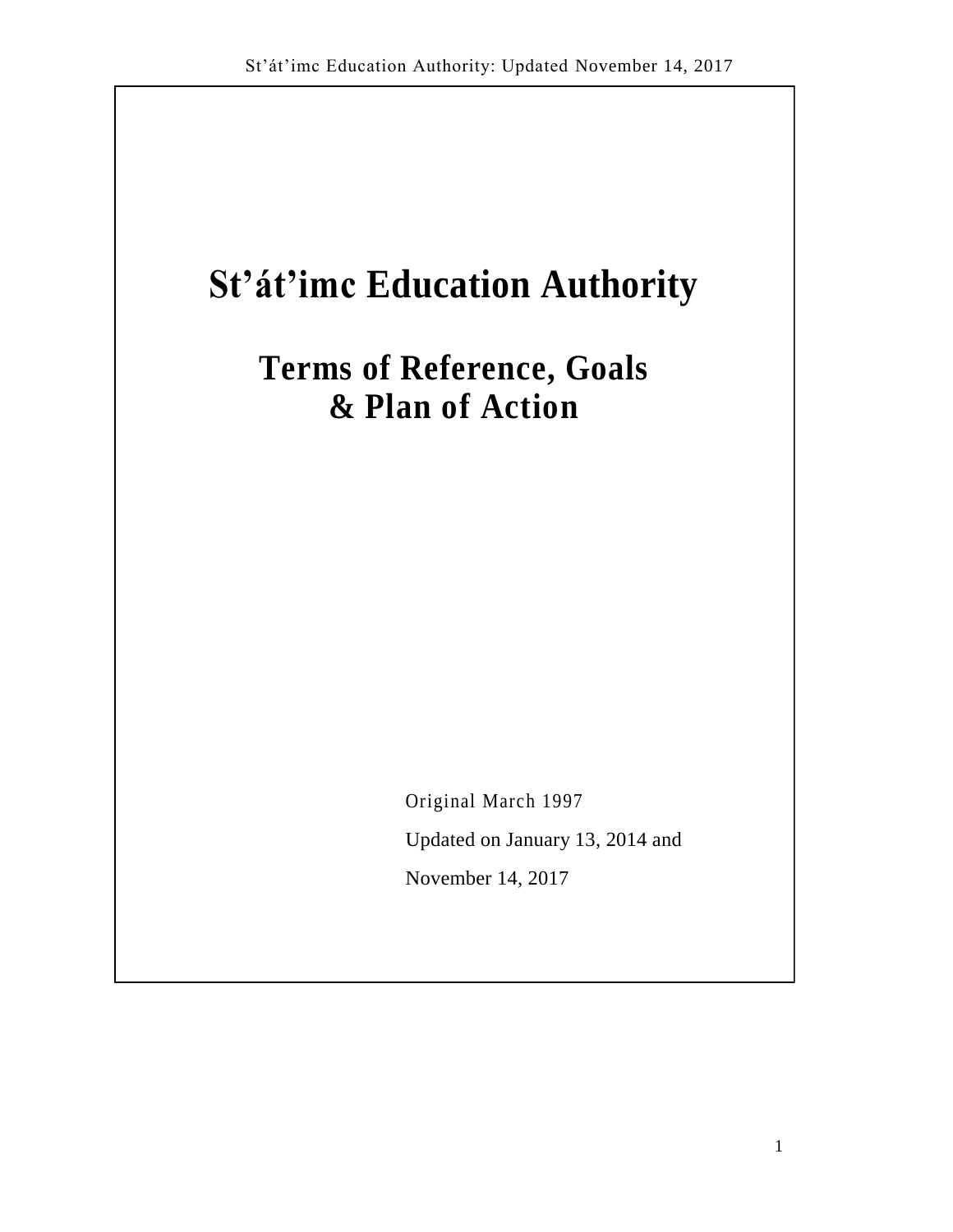# St’át’imc Education Authority

## Terms of Reference, Goals & Plan of Action

Original March 1997

Updated on January 13, 2014 and

November 14, 2017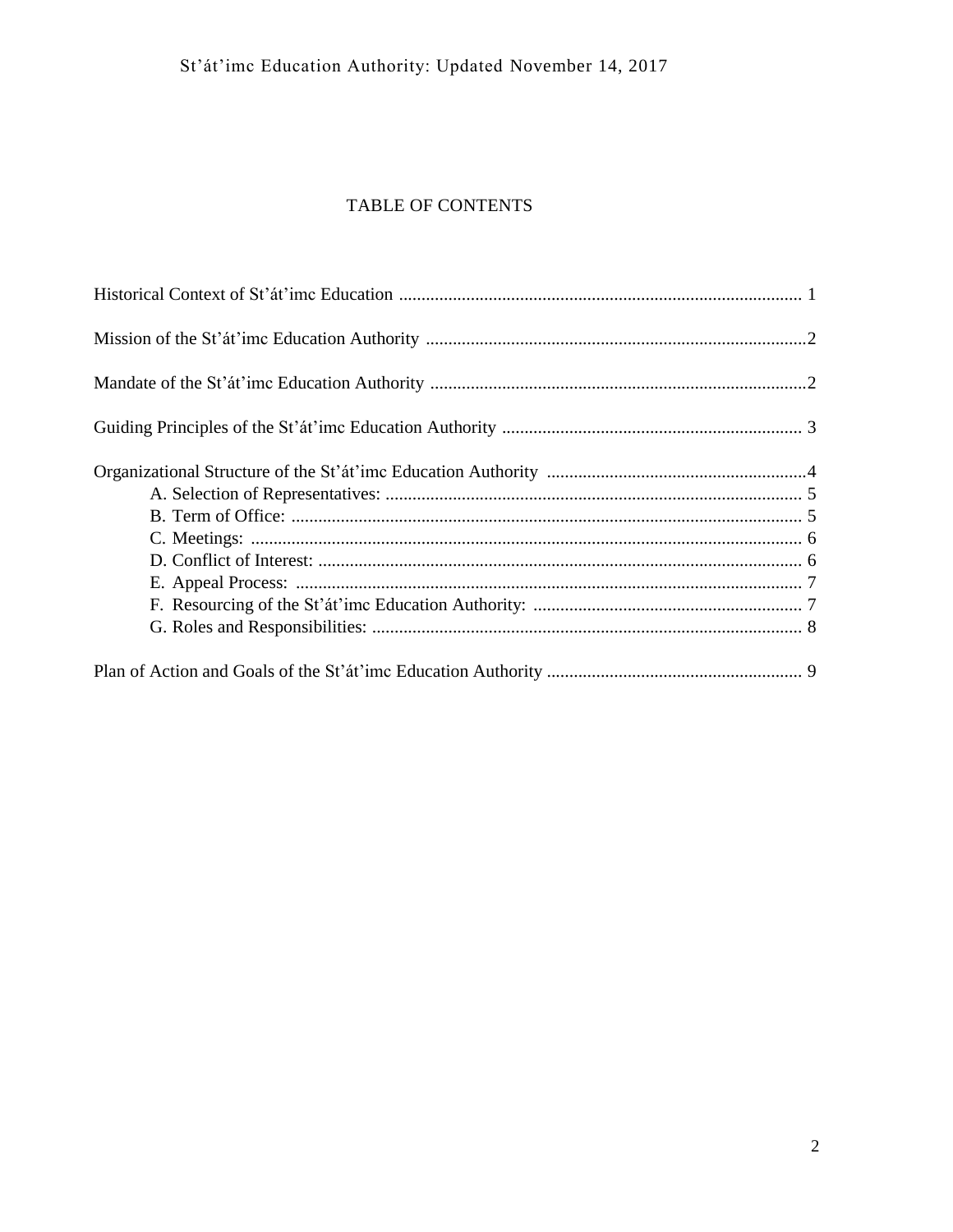# TABLE OF CONTENTS

Historical Context of St’át’imc Education ........................................................................................ 1

Mission of the St’át’imc Education Authority ....................................................................................2

Mandate of the St’át’imc Education Authority ...................................................................................2

Guiding Principles of the St’át’imc Education Authority .................................................................. 3

Organizational Structure of the St’át’imc Education Authority .........................................................4

- A. Selection of Representatives: ............................................................................................ 5
- B. Term of Office: ................................................................................................................. 5
- C. Meetings: .......................................................................................................................... 6
- D. Conflict of Interest: ........................................................................................................... 6
- E. Appeal Process: ................................................................................................................ 7
- F. Resourcing of the St’át’imc Education Authority: ............................................................ 7
- G. Roles and Responsibilities: ............................................................................................... 8

Plan of Action and Goals of the St’át’imc Education Authority ........................................................ 9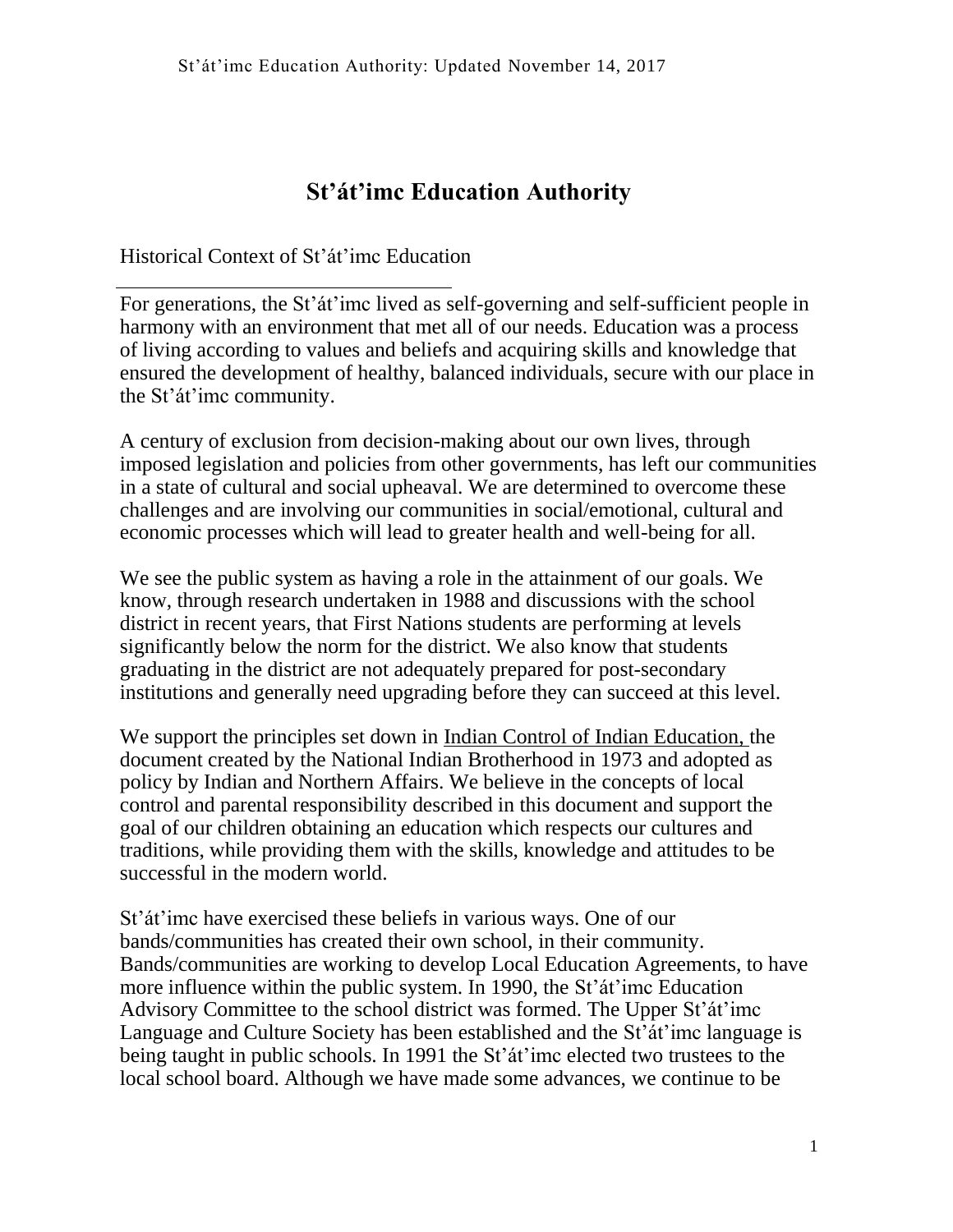# St'át'imc Education Authority

## Historical Context of St'át'imc Education

For generations, the St'át'imc lived as self-governing and self-sufficient people in harmony with an environment that met all of our needs. Education was a process of living according to values and beliefs and acquiring skills and knowledge that ensured the development of healthy, balanced individuals, secure with our place in the St'át'imc community.

A century of exclusion from decision-making about our own lives, through imposed legislation and policies from other governments, has left our communities in a state of cultural and social upheaval. We are determined to overcome these challenges and are involving our communities in social/emotional, cultural and economic processes which will lead to greater health and well-being for all.

We see the public system as having a role in the attainment of our goals. We know, through research undertaken in 1988 and discussions with the school district in recent years, that First Nations students are performing at levels significantly below the norm for the district. We also know that students graduating in the district are not adequately prepared for post-secondary institutions and generally need upgrading before they can succeed at this level.

We support the principles set down in Indian Control of Indian Education, the document created by the National Indian Brotherhood in 1973 and adopted as policy by Indian and Northern Affairs. We believe in the concepts of local control and parental responsibility described in this document and support the goal of our children obtaining an education which respects our cultures and traditions, while providing them with the skills, knowledge and attitudes to be successful in the modern world.

St'át'imc have exercised these beliefs in various ways. One of our bands/communities has created their own school, in their community. Bands/communities are working to develop Local Education Agreements, to have more influence within the public system. In 1990, the St'át'imc Education Advisory Committee to the school district was formed. The Upper St'át'imc Language and Culture Society has been established and the St'át'imc language is being taught in public schools. In 1991 the St'át'imc elected two trustees to the local school board. Although we have made some advances, we continue to be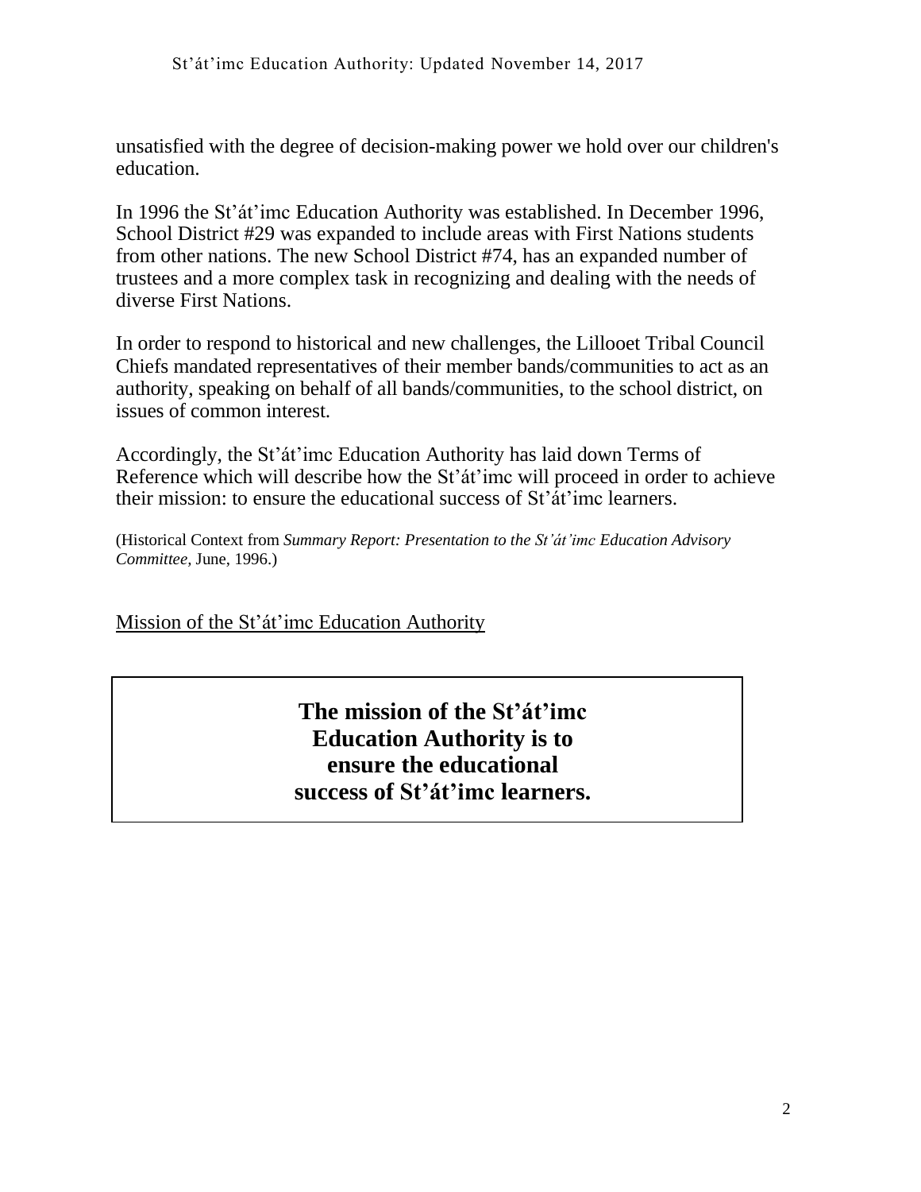unsatisfied with the degree of decision-making power we hold over our children's education.

In 1996 the St'át'imc Education Authority was established. In December 1996, School District #29 was expanded to include areas with First Nations students from other nations. The new School District #74, has an expanded number of trustees and a more complex task in recognizing and dealing with the needs of diverse First Nations.

In order to respond to historical and new challenges, the Lillooet Tribal Council Chiefs mandated representatives of their member bands/communities to act as an authority, speaking on behalf of all bands/communities, to the school district, on issues of common interest.

Accordingly, the St'át'imc Education Authority has laid down Terms of Reference which will describe how the St'át'imc will proceed in order to achieve their mission: to ensure the educational success of St'át'imc learners.

(Historical Context from *Summary Report: Presentation to the St'át'imc Education Advisory Committee*, June, 1996.)

## Mission of the St'át'imc Education Authority

> **The mission of the St'át'imc Education Authority is to ensure the educational success of St'át'imc learners.**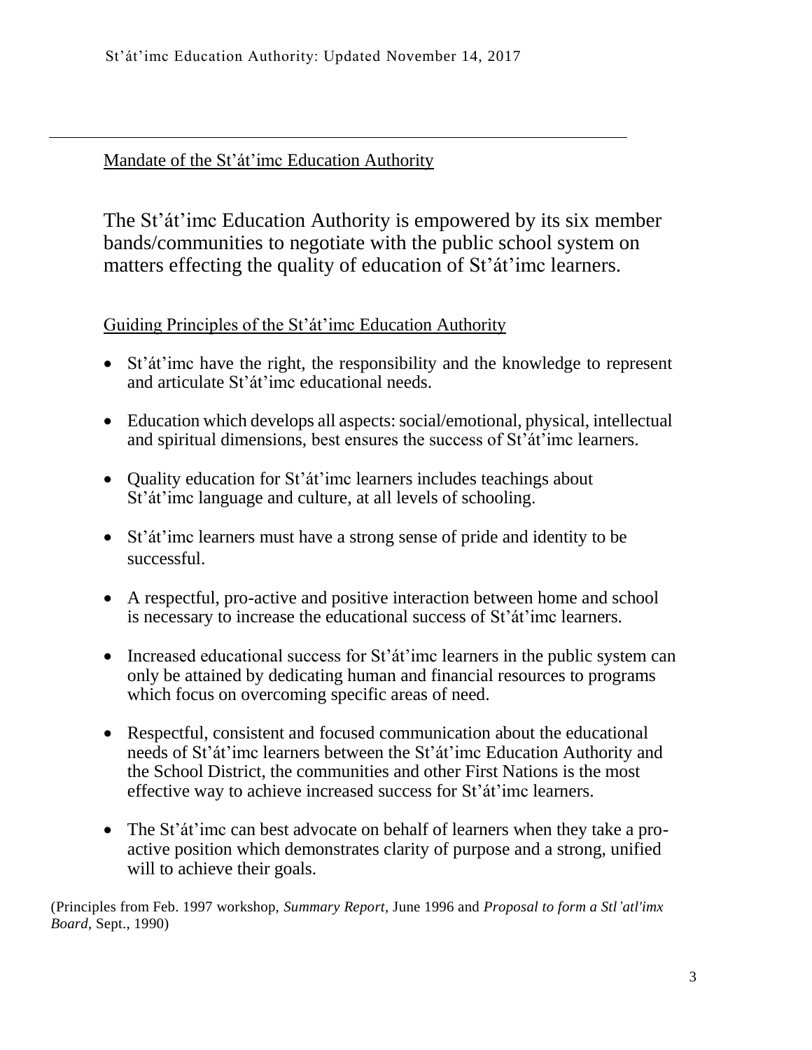## Mandate of the St'át'imc Education Authority

The St'át'imc Education Authority is empowered by its six member bands/communities to negotiate with the public school system on matters effecting the quality of education of St'át'imc learners.

## Guiding Principles of the St'át'imc Education Authority

- St'át'imc have the right, the responsibility and the knowledge to represent and articulate St'át'imc educational needs.
- Education which develops all aspects: social/emotional, physical, intellectual and spiritual dimensions, best ensures the success of St'át'imc learners.
- Quality education for St'át'imc learners includes teachings about St'át'imc language and culture, at all levels of schooling.
- St'át'imc learners must have a strong sense of pride and identity to be successful.
- A respectful, pro-active and positive interaction between home and school is necessary to increase the educational success of St'át'imc learners.
- Increased educational success for St'át'imc learners in the public system can only be attained by dedicating human and financial resources to programs which focus on overcoming specific areas of need.
- Respectful, consistent and focused communication about the educational needs of St'át'imc learners between the St'át'imc Education Authority and the School District, the communities and other First Nations is the most effective way to achieve increased success for St'át'imc learners.
- The St'át'imc can best advocate on behalf of learners when they take a pro-active position which demonstrates clarity of purpose and a strong, unified will to achieve their goals.

(Principles from Feb. 1997 workshop, *Summary Report,* June 1996 and *Proposal to form a Stl'atl'imx Board*, Sept., 1990)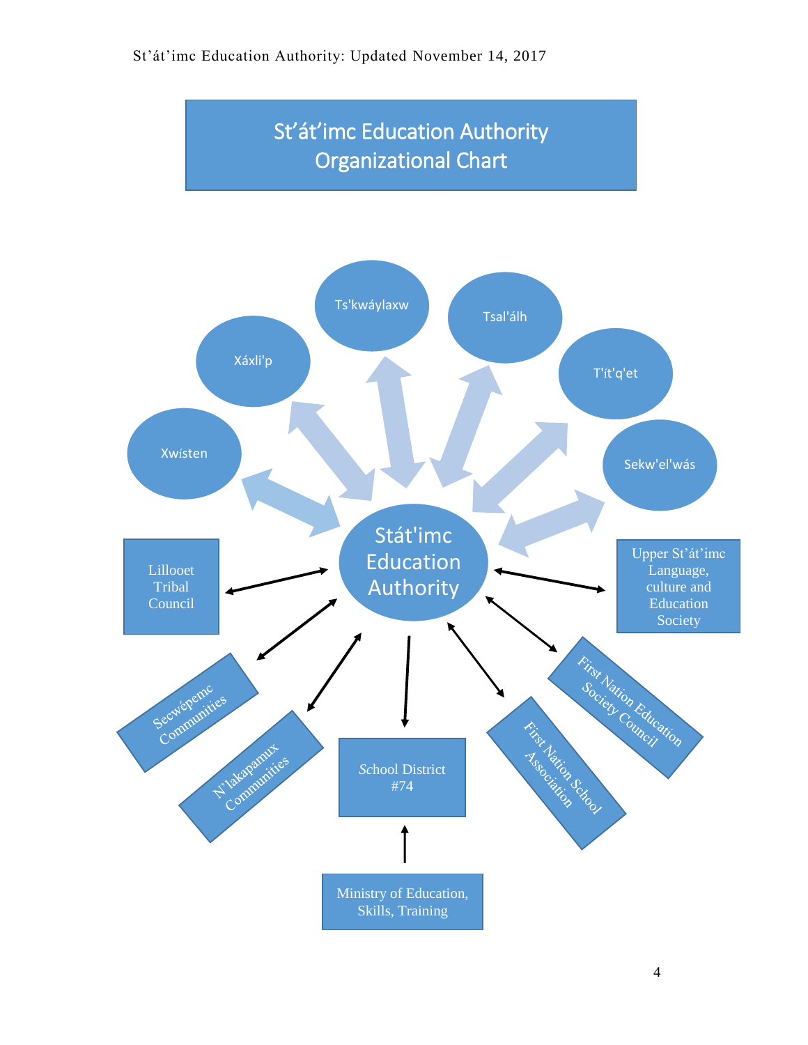# St'át'imc Education Authority Organizational Chart

Stát'imc Education Authority

- Xwísten
- Xáxli'p
- Ts'kwáylaxw
- Tsal'álh
- T'ít'q'et
- Sekw'el'wás
- Lillooet Tribal Council
- Upper St'át'imc Language, culture and Education Society
- Secwépemc Communities
- N'lakapamux Communities
- School District #74
- First Nation School Association
- First Nation Education Society Council
- Ministry of Education, Skills, Training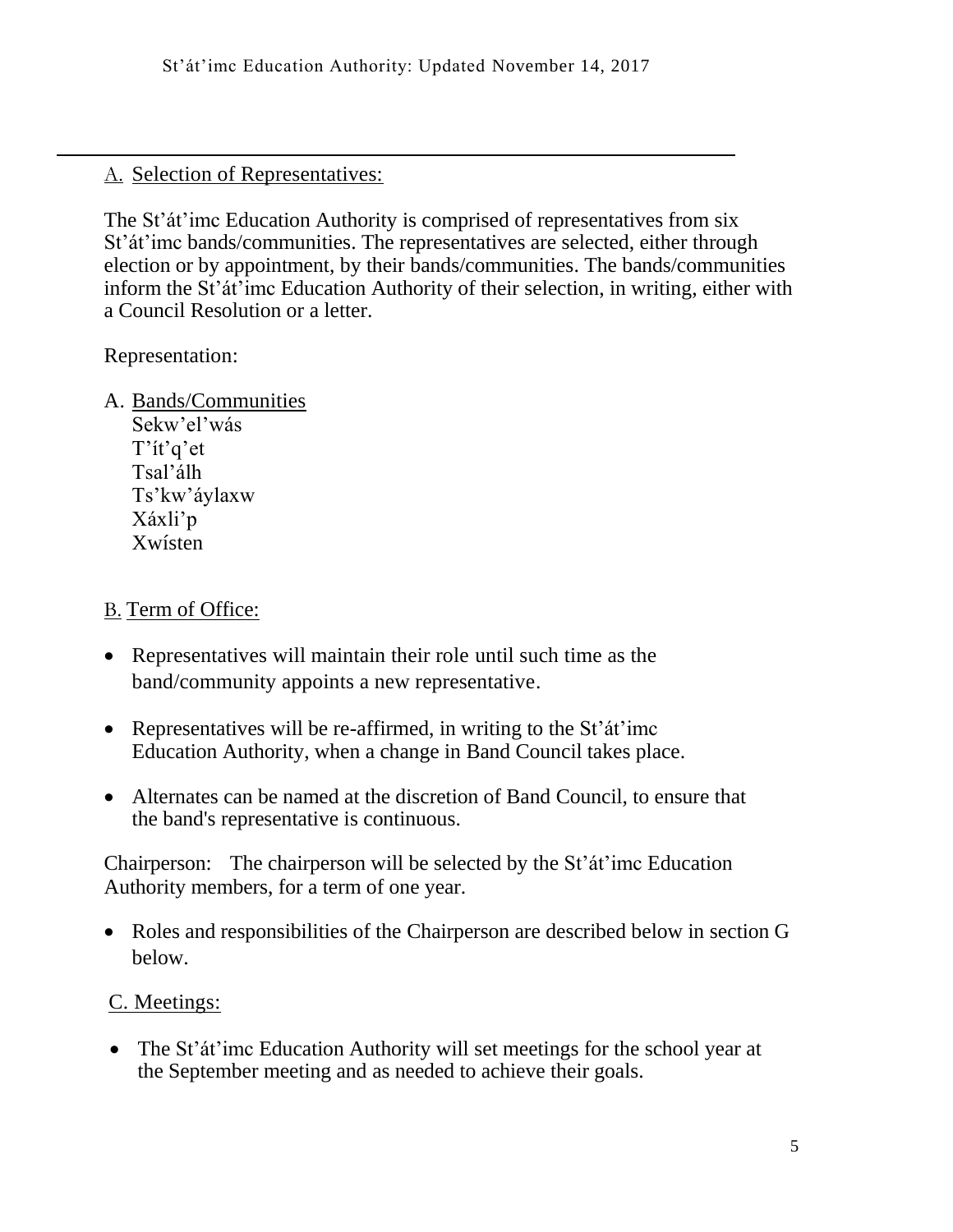## A. Selection of Representatives:

The St'át'imc Education Authority is comprised of representatives from six St'át'imc bands/communities. The representatives are selected, either through election or by appointment, by their bands/communities. The bands/communities inform the St'át'imc Education Authority of their selection, in writing, either with a Council Resolution or a letter.

Representation:

A. Bands/Communities
   - Sekw'el'wás
   - T'ít'q'et
   - Tsal'álh
   - Ts'kw'áylaxw
   - Xáxli'p
   - Xwísten

## B. Term of Office:

- Representatives will maintain their role until such time as the band/community appoints a new representative.
- Representatives will be re-affirmed, in writing to the St'át'imc Education Authority, when a change in Band Council takes place.
- Alternates can be named at the discretion of Band Council, to ensure that the band's representative is continuous.

Chairperson: The chairperson will be selected by the St'át'imc Education Authority members, for a term of one year.

- Roles and responsibilities of the Chairperson are described below in section G below.

## C. Meetings:

- The St'át'imc Education Authority will set meetings for the school year at the September meeting and as needed to achieve their goals.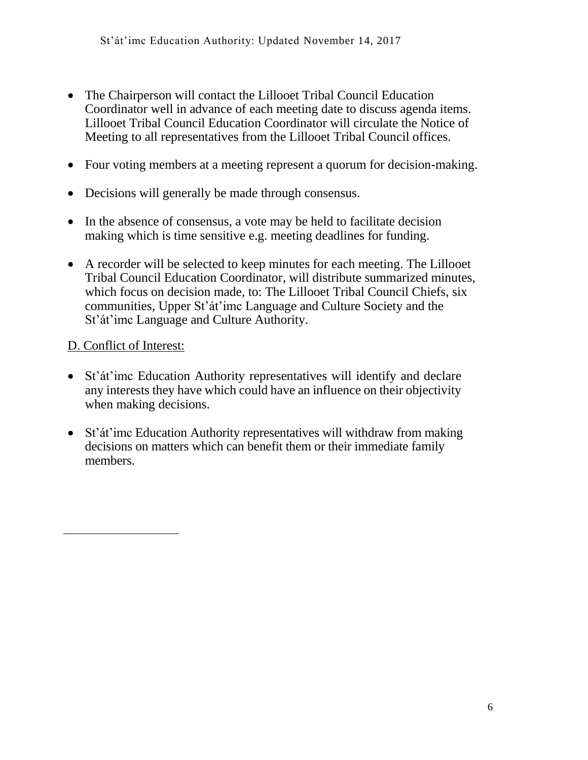- The Chairperson will contact the Lillooet Tribal Council Education Coordinator well in advance of each meeting date to discuss agenda items. Lillooet Tribal Council Education Coordinator will circulate the Notice of Meeting to all representatives from the Lillooet Tribal Council offices.

- Four voting members at a meeting represent a quorum for decision-making.

- Decisions will generally be made through consensus.

- In the absence of consensus, a vote may be held to facilitate decision making which is time sensitive e.g. meeting deadlines for funding.

- A recorder will be selected to keep minutes for each meeting. The Lillooet Tribal Council Education Coordinator, will distribute summarized minutes, which focus on decision made, to: The Lillooet Tribal Council Chiefs, six communities, Upper St'át'imc Language and Culture Society and the St'át'imc Language and Culture Authority.

D. Conflict of Interest:

- St'át'imc Education Authority representatives will identify and declare any interests they have which could have an influence on their objectivity when making decisions.

- St'át'imc Education Authority representatives will withdraw from making decisions on matters which can benefit them or their immediate family members.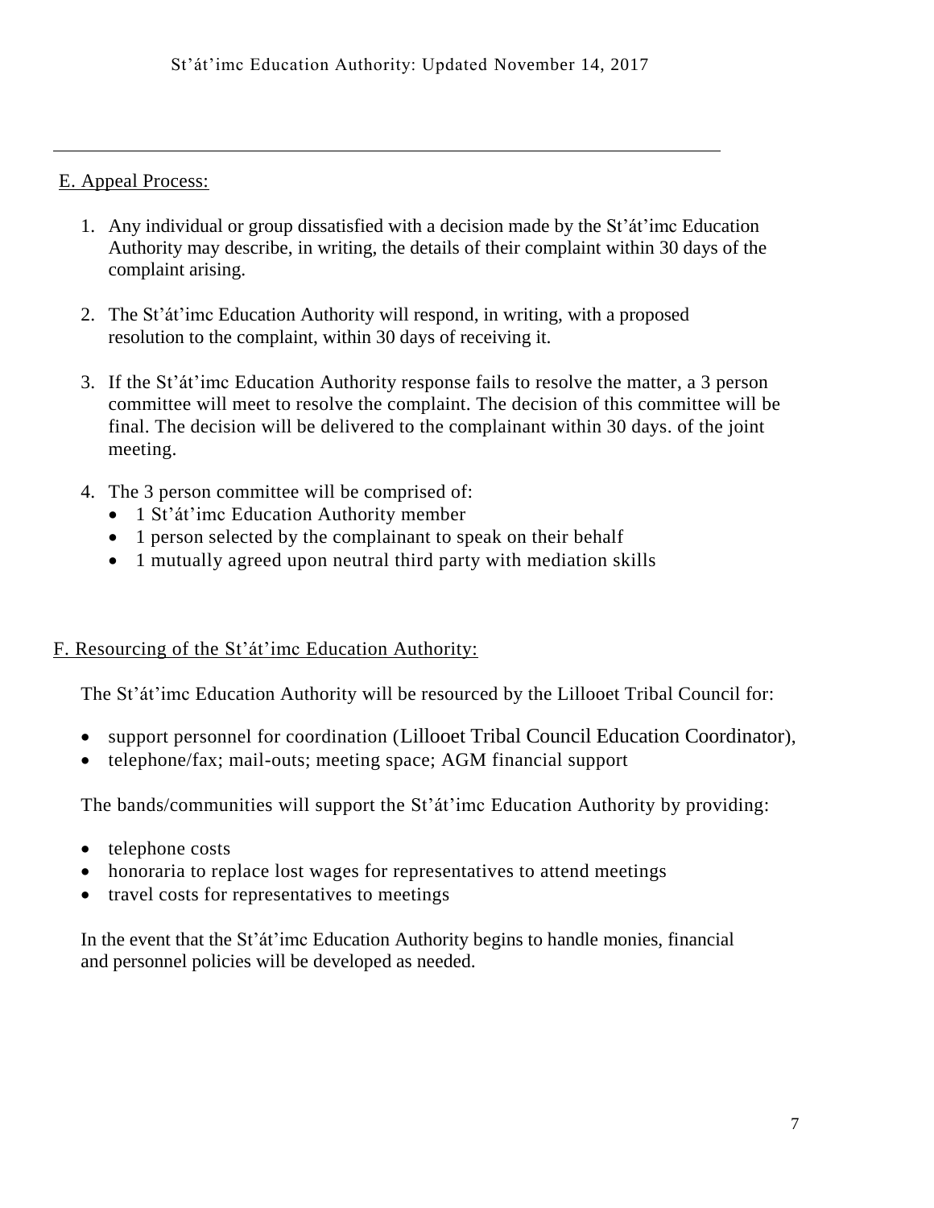## E. Appeal Process:

1. Any individual or group dissatisfied with a decision made by the St'át'imc Education Authority may describe, in writing, the details of their complaint within 30 days of the complaint arising.

2. The St'át'imc Education Authority will respond, in writing, with a proposed resolution to the complaint, within 30 days of receiving it.

3. If the St'át'imc Education Authority response fails to resolve the matter, a 3 person committee will meet to resolve the complaint. The decision of this committee will be final. The decision will be delivered to the complainant within 30 days. of the joint meeting.

4. The 3 person committee will be comprised of:
   - 1 St'át'imc Education Authority member
   - 1 person selected by the complainant to speak on their behalf
   - 1 mutually agreed upon neutral third party with mediation skills

## F. Resourcing of the St'át'imc Education Authority:

The St'át'imc Education Authority will be resourced by the Lillooet Tribal Council for:

- support personnel for coordination (Lillooet Tribal Council Education Coordinator),
- telephone/fax; mail-outs; meeting space; AGM financial support

The bands/communities will support the St'át'imc Education Authority by providing:

- telephone costs
- honoraria to replace lost wages for representatives to attend meetings
- travel costs for representatives to meetings

In the event that the St'át'imc Education Authority begins to handle monies, financial and personnel policies will be developed as needed.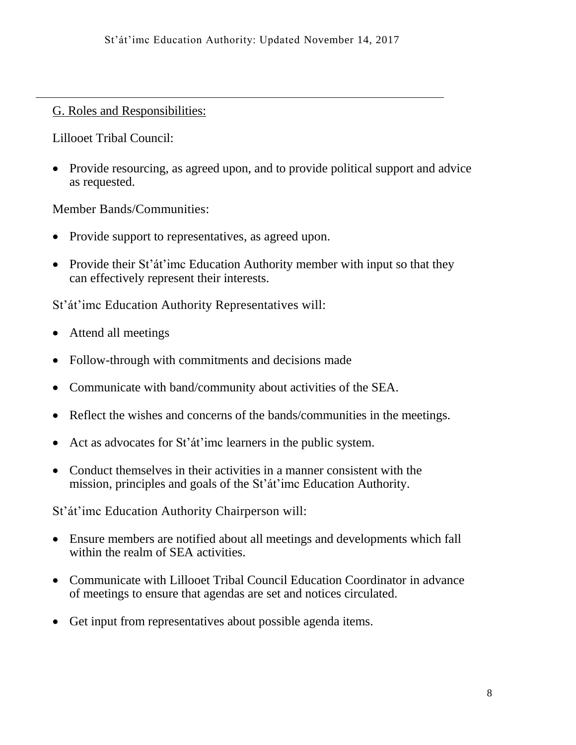## G. Roles and Responsibilities:

Lillooet Tribal Council:

- Provide resourcing, as agreed upon, and to provide political support and advice as requested.

Member Bands/Communities:

- Provide support to representatives, as agreed upon.
- Provide their St'át'imc Education Authority member with input so that they can effectively represent their interests.

St'át'imc Education Authority Representatives will:

- Attend all meetings
- Follow-through with commitments and decisions made
- Communicate with band/community about activities of the SEA.
- Reflect the wishes and concerns of the bands/communities in the meetings.
- Act as advocates for St'át'imc learners in the public system.
- Conduct themselves in their activities in a manner consistent with the mission, principles and goals of the St'át'imc Education Authority.

St'át'imc Education Authority Chairperson will:

- Ensure members are notified about all meetings and developments which fall within the realm of SEA activities.
- Communicate with Lillooet Tribal Council Education Coordinator in advance of meetings to ensure that agendas are set and notices circulated.
- Get input from representatives about possible agenda items.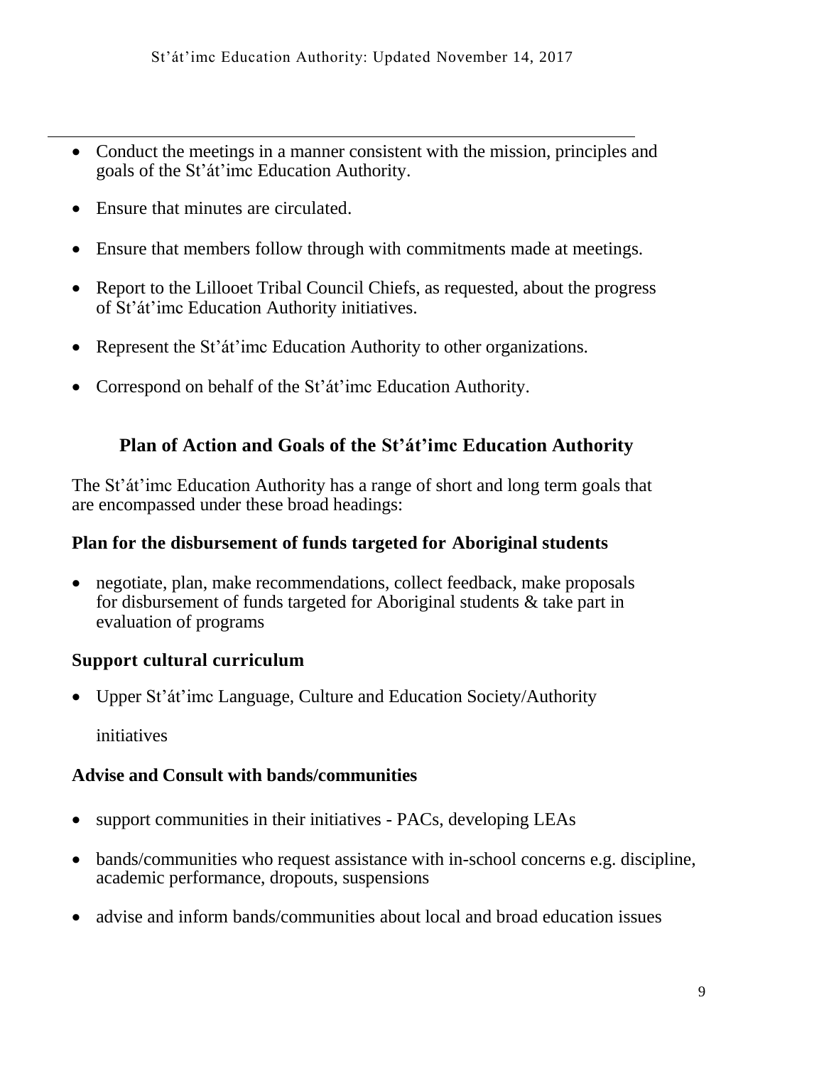- Conduct the meetings in a manner consistent with the mission, principles and goals of the St'át'imc Education Authority.
- Ensure that minutes are circulated.
- Ensure that members follow through with commitments made at meetings.
- Report to the Lillooet Tribal Council Chiefs, as requested, about the progress of St'át'imc Education Authority initiatives.
- Represent the St'át'imc Education Authority to other organizations.
- Correspond on behalf of the St'át'imc Education Authority.

## Plan of Action and Goals of the St'át'imc Education Authority

The St'át'imc Education Authority has a range of short and long term goals that are encompassed under these broad headings:

### Plan for the disbursement of funds targeted for Aboriginal students

- negotiate, plan, make recommendations, collect feedback, make proposals for disbursement of funds targeted for Aboriginal students & take part in evaluation of programs

### Support cultural curriculum

- Upper St'át'imc Language, Culture and Education Society/Authority initiatives

### Advise and Consult with bands/communities

- support communities in their initiatives - PACs, developing LEAs
- bands/communities who request assistance with in-school concerns e.g. discipline, academic performance, dropouts, suspensions
- advise and inform bands/communities about local and broad education issues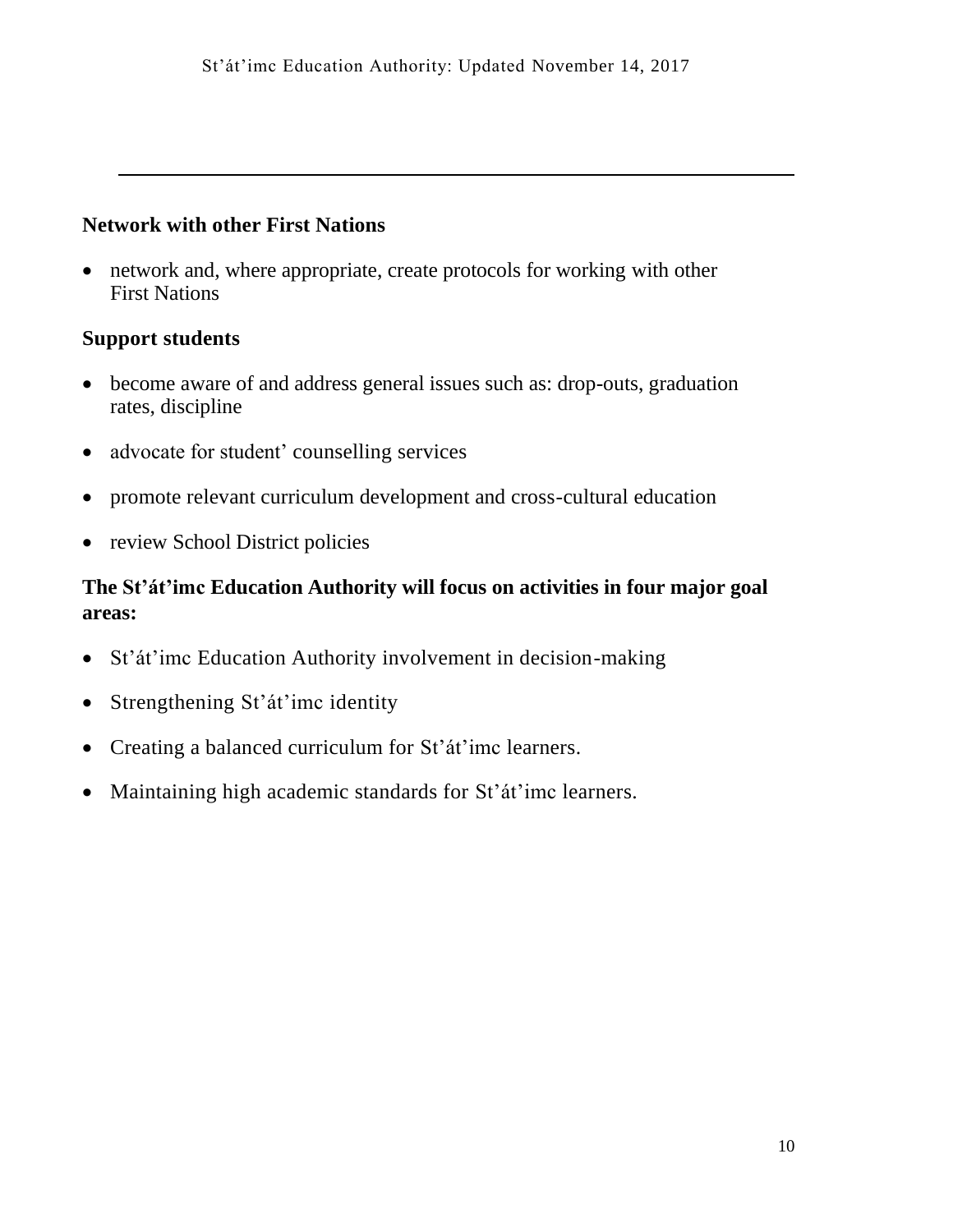**Network with other First Nations**

- network and, where appropriate, create protocols for working with other First Nations

**Support students**

- become aware of and address general issues such as: drop-outs, graduation rates, discipline
- advocate for student' counselling services
- promote relevant curriculum development and cross-cultural education
- review School District policies

**The St'át'imc Education Authority will focus on activities in four major goal areas:**

- St'át'imc Education Authority involvement in decision-making
- Strengthening St'át'imc identity
- Creating a balanced curriculum for St'át'imc learners.
- Maintaining high academic standards for St'át'imc learners.